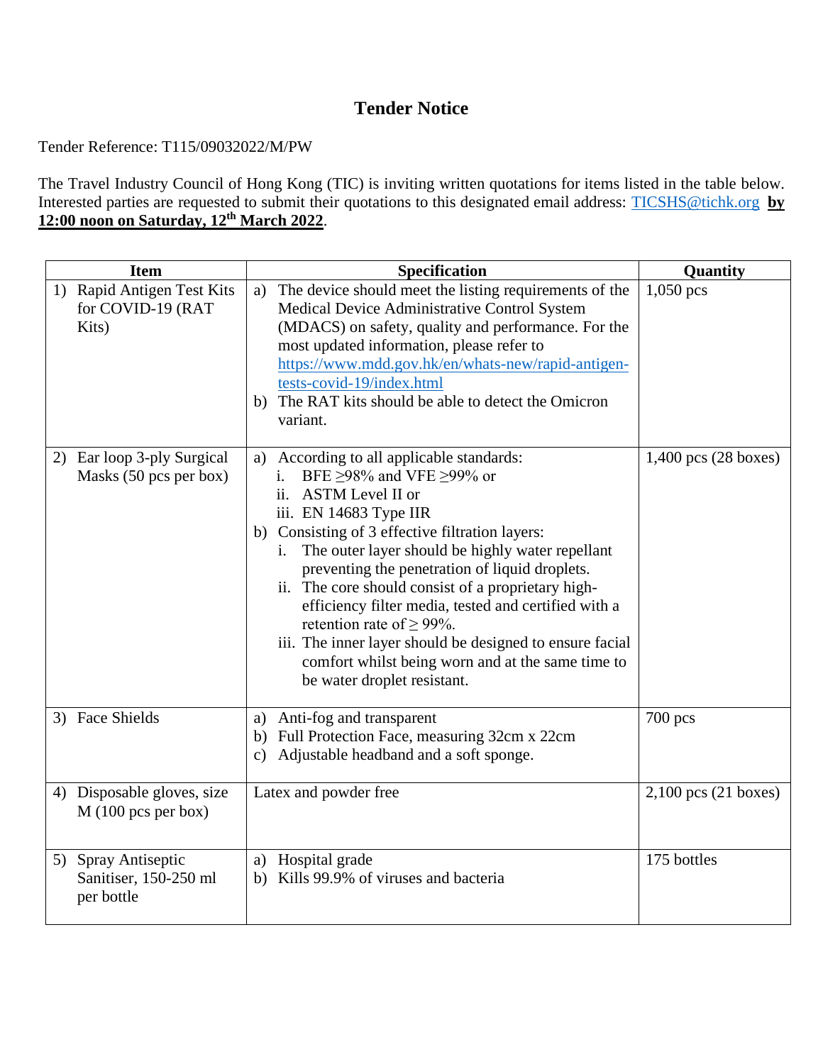# Tender Notice

Tender Reference: T115/09032022/M/PW

The Travel Industry Council of Hong Kong (TIC) is inviting written quotations for items listed in the table below. Interested parties are requested to submit their quotations to this designated email address: TICSHS@tichk.org **by 12:00 noon on Saturday, 12th March 2022**.

| Item | Specification | Quantity |
|---|---|---|
| 1) Rapid Antigen Test Kits for COVID-19 (RAT Kits) | a) The device should meet the listing requirements of the Medical Device Administrative Control System (MDACS) on safety, quality and performance. For the most updated information, please refer to https://www.mdd.gov.hk/en/whats-new/rapid-antigen-tests-covid-19/index.html <br> b) The RAT kits should be able to detect the Omicron variant. | 1,050 pcs |
| 2) Ear loop 3-ply Surgical Masks (50 pcs per box) | a) According to all applicable standards: <br> i. BFE ≥98% and VFE ≥99% or <br> ii. ASTM Level II or <br> iii. EN 14683 Type IIR <br> b) Consisting of 3 effective filtration layers: <br> i. The outer layer should be highly water repellant preventing the penetration of liquid droplets. <br> ii. The core should consist of a proprietary high-efficiency filter media, tested and certified with a retention rate of ≥ 99%. <br> iii. The inner layer should be designed to ensure facial comfort whilst being worn and at the same time to be water droplet resistant. | 1,400 pcs (28 boxes) |
| 3) Face Shields | a) Anti-fog and transparent <br> b) Full Protection Face, measuring 32cm x 22cm <br> c) Adjustable headband and a soft sponge. | 700 pcs |
| 4) Disposable gloves, size M (100 pcs per box) | Latex and powder free | 2,100 pcs (21 boxes) |
| 5) Spray Antiseptic Sanitiser, 150-250 ml per bottle | a) Hospital grade <br> b) Kills 99.9% of viruses and bacteria | 175 bottles |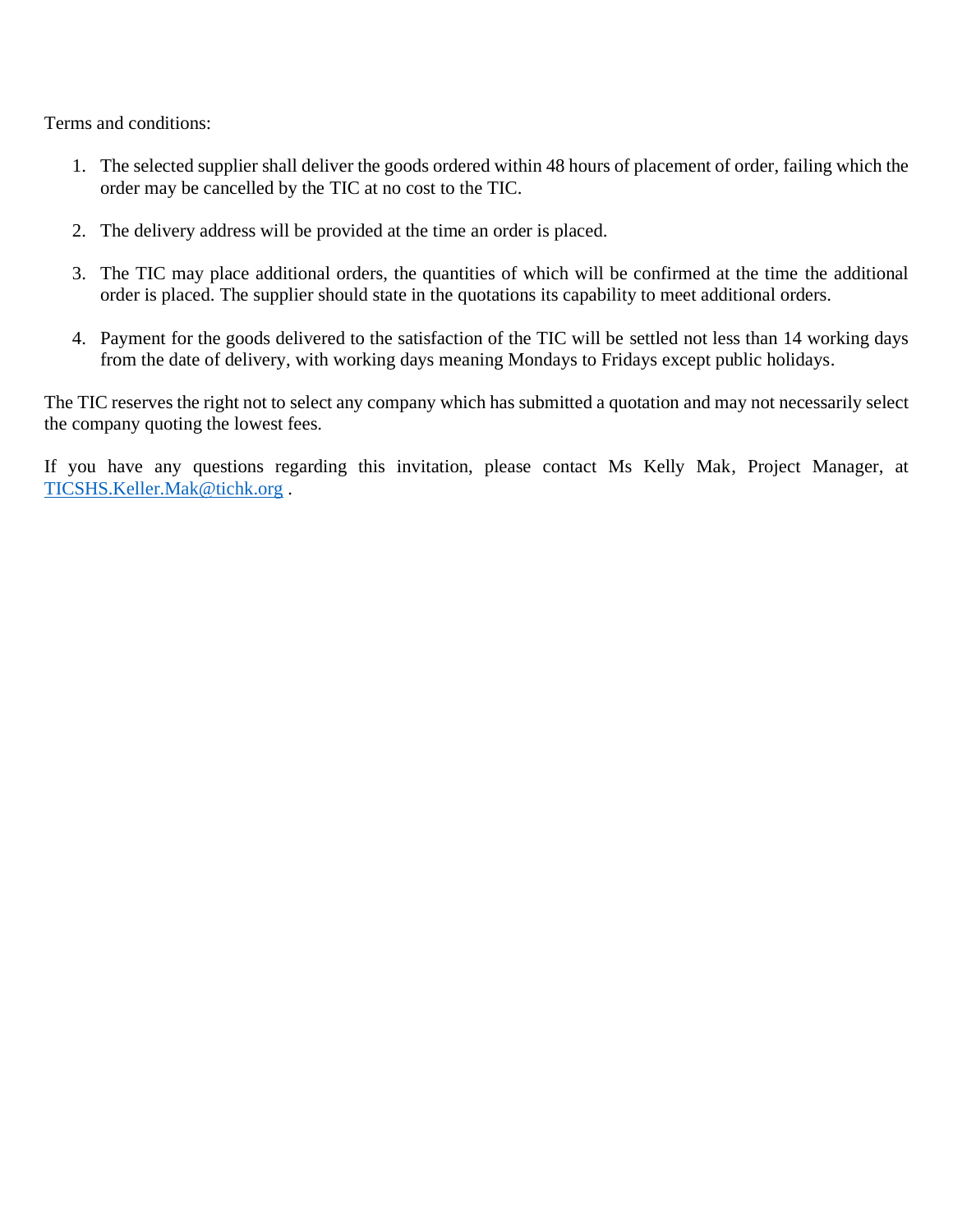Terms and conditions:

1. The selected supplier shall deliver the goods ordered within 48 hours of placement of order, failing which the order may be cancelled by the TIC at no cost to the TIC.

2. The delivery address will be provided at the time an order is placed.

3. The TIC may place additional orders, the quantities of which will be confirmed at the time the additional order is placed. The supplier should state in the quotations its capability to meet additional orders.

4. Payment for the goods delivered to the satisfaction of the TIC will be settled not less than 14 working days from the date of delivery, with working days meaning Mondays to Fridays except public holidays.

The TIC reserves the right not to select any company which has submitted a quotation and may not necessarily select the company quoting the lowest fees.

If you have any questions regarding this invitation, please contact Ms Kelly Mak, Project Manager, at TICSHS.Keller.Mak@tichk.org .